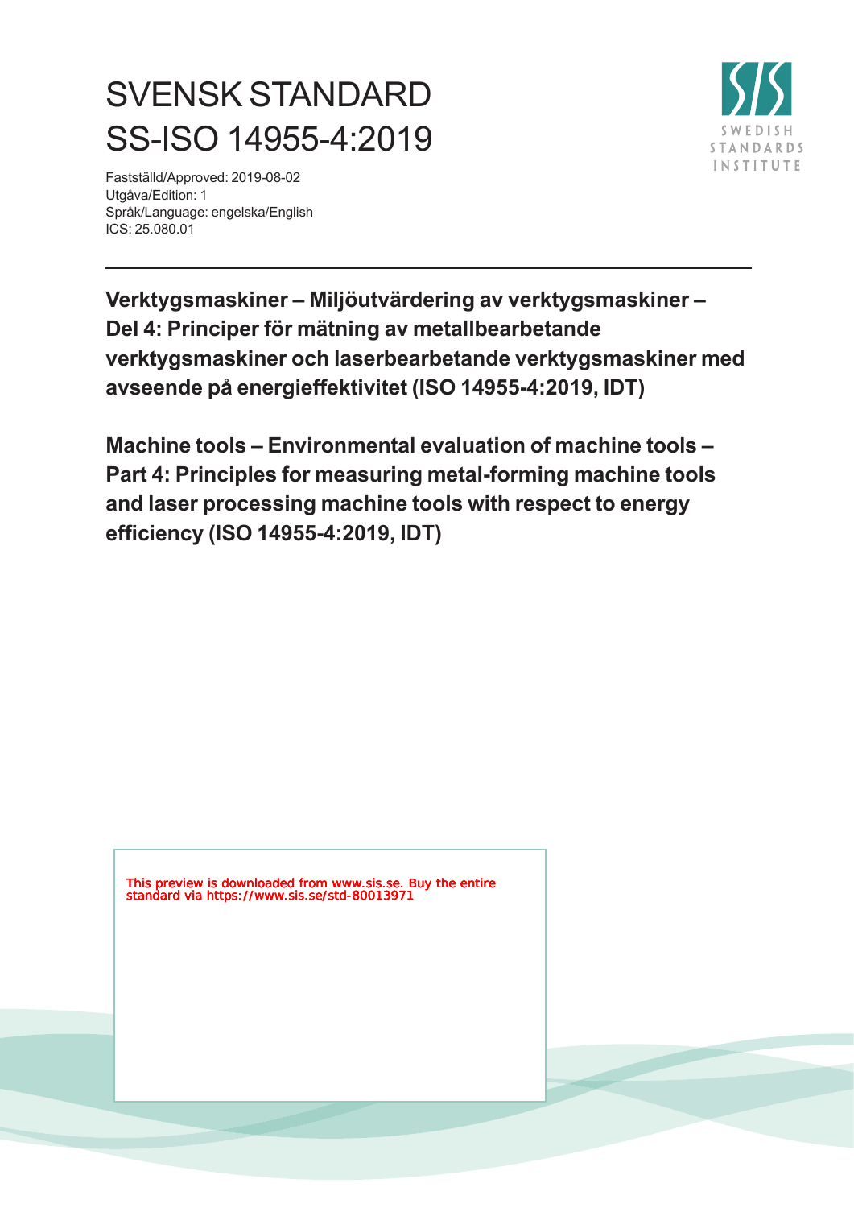# SVENSK STANDARD
# SS-ISO 14955-4:2019

Fastställd/Approved: 2019-08-02
Utgåva/Edition: 1
Språk/Language: engelska/English
ICS: 25.080.01

SWEDISH STANDARDS INSTITUTE

---

**Verktygsmaskiner – Miljöutvärdering av verktygsmaskiner – Del 4: Principer för mätning av metallbearbetande verktygsmaskiner och laserbearbetande verktygsmaskiner med avseende på energieffektivitet (ISO 14955-4:2019, IDT)**

**Machine tools – Environmental evaluation of machine tools – Part 4: Principles for measuring metal-forming machine tools and laser processing machine tools with respect to energy efficiency (ISO 14955-4:2019, IDT)**

This preview is downloaded from www.sis.se. Buy the entire standard via https://www.sis.se/std-80013971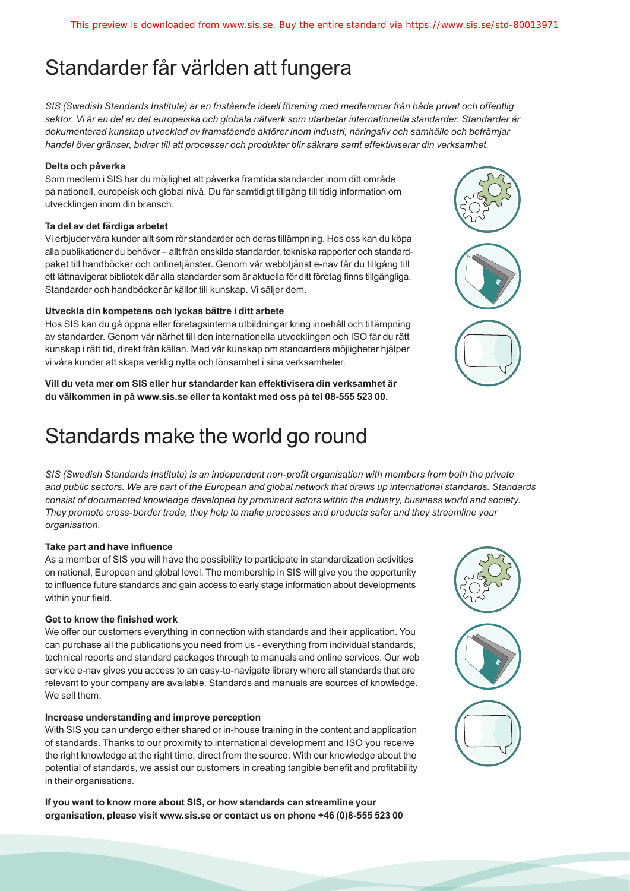# Standarder får världen att fungera

*SIS (Swedish Standards Institute) är en fristående ideell förening med medlemmar från både privat och offentlig sektor. Vi är en del av det europeiska och globala nätverk som utarbetar internationella standarder. Standarder är dokumenterad kunskap utvecklad av framstående aktörer inom industri, näringsliv och samhälle och befrämjar handel över gränser, bidrar till att processer och produkter blir säkrare samt effektiviserar din verksamhet.*

**Delta och påverka**

Som medlem i SIS har du möjlighet att påverka framtida standarder inom ditt område på nationell, europeisk och global nivå. Du får samtidigt tillgång till tidig information om utvecklingen inom din bransch.

**Ta del av det färdiga arbetet**

Vi erbjuder våra kunder allt som rör standarder och deras tillämpning. Hos oss kan du köpa alla publikationer du behöver – allt från enskilda standarder, tekniska rapporter och standardpaket till handböcker och onlinetjänster. Genom vår webbtjänst e-nav får du tillgång till ett lättnavigerat bibliotek där alla standarder som är aktuella för ditt företag finns tillgängliga. Standarder och handböcker är källor till kunskap. Vi säljer dem.

**Utveckla din kompetens och lyckas bättre i ditt arbete**

Hos SIS kan du gå öppna eller företagsinterna utbildningar kring innehåll och tillämpning av standarder. Genom vår närhet till den internationella utvecklingen och ISO får du rätt kunskap i rätt tid, direkt från källan. Med vår kunskap om standarders möjligheter hjälper vi våra kunder att skapa verklig nytta och lönsamhet i sina verksamheter.

**Vill du veta mer om SIS eller hur standarder kan effektivisera din verksamhet är du välkommen in på www.sis.se eller ta kontakt med oss på tel 08-555 523 00.**

# Standards make the world go round

*SIS (Swedish Standards Institute) is an independent non-profit organisation with members from both the private and public sectors. We are part of the European and global network that draws up international standards. Standards consist of documented knowledge developed by prominent actors within the industry, business world and society. They promote cross-border trade, they help to make processes and products safer and they streamline your organisation.*

**Take part and have influence**

As a member of SIS you will have the possibility to participate in standardization activities on national, European and global level. The membership in SIS will give you the opportunity to influence future standards and gain access to early stage information about developments within your field.

**Get to know the finished work**

We offer our customers everything in connection with standards and their application. You can purchase all the publications you need from us - everything from individual standards, technical reports and standard packages through to manuals and online services. Our web service e-nav gives you access to an easy-to-navigate library where all standards that are relevant to your company are available. Standards and manuals are sources of knowledge. We sell them.

**Increase understanding and improve perception**

With SIS you can undergo either shared or in-house training in the content and application of standards. Thanks to our proximity to international development and ISO you receive the right knowledge at the right time, direct from the source. With our knowledge about the potential of standards, we assist our customers in creating tangible benefit and profitability in their organisations.

**If you want to know more about SIS, or how standards can streamline your organisation, please visit www.sis.se or contact us on phone +46 (0)8-555 523 00**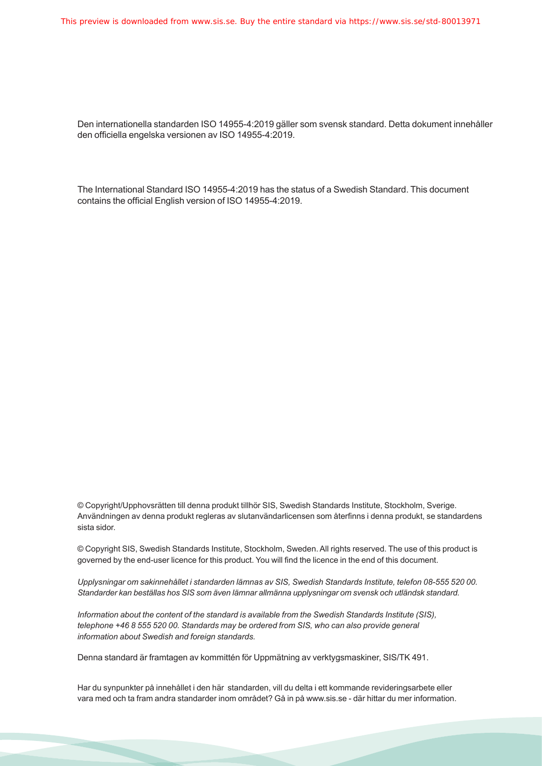Den internationella standarden ISO 14955-4:2019 gäller som svensk standard. Detta dokument innehåller den officiella engelska versionen av ISO 14955-4:2019.

The International Standard ISO 14955-4:2019 has the status of a Swedish Standard. This document contains the official English version of ISO 14955-4:2019.

© Copyright/Upphovsrätten till denna produkt tillhör SIS, Swedish Standards Institute, Stockholm, Sverige. Användningen av denna produkt regleras av slutanvändarlicensen som återfinns i denna produkt, se standardens sista sidor.

© Copyright SIS, Swedish Standards Institute, Stockholm, Sweden. All rights reserved. The use of this product is governed by the end-user licence for this product. You will find the licence in the end of this document.

*Upplysningar om sakinnehållet i standarden lämnas av SIS, Swedish Standards Institute, telefon 08-555 520 00. Standarder kan beställas hos SIS som även lämnar allmänna upplysningar om svensk och utländsk standard.*

*Information about the content of the standard is available from the Swedish Standards Institute (SIS), telephone +46 8 555 520 00. Standards may be ordered from SIS, who can also provide general information about Swedish and foreign standards.*

Denna standard är framtagen av kommittén för Uppmätning av verktygsmaskiner, SIS/TK 491.

Har du synpunkter på innehållet i den här standarden, vill du delta i ett kommande revideringsarbete eller vara med och ta fram andra standarder inom området? Gå in på www.sis.se - där hittar du mer information.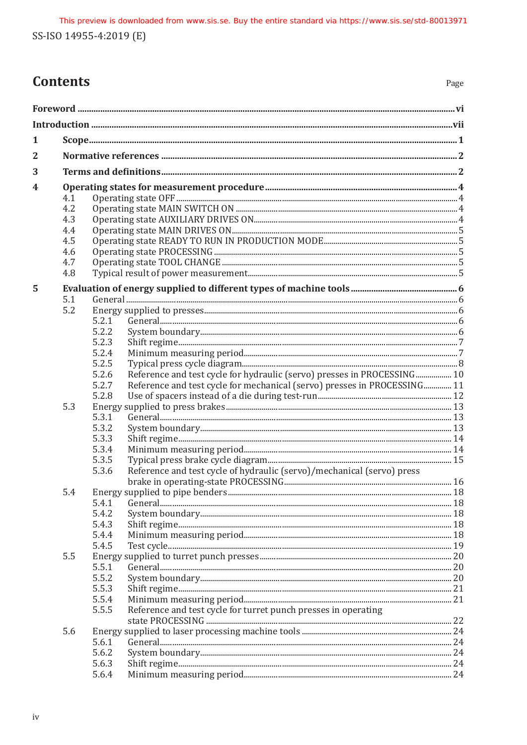# Contents

Page

**Foreword** ..... vi

**Introduction** ..... vii

**1 Scope** ..... 1

**2 Normative references** ..... 2

**3 Terms and definitions** ..... 2

**4 Operating states for measurement procedure** ..... 4

- 4.1 Operating state OFF ..... 4
- 4.2 Operating state MAIN SWITCH ON ..... 4
- 4.3 Operating state AUXILIARY DRIVES ON ..... 4
- 4.4 Operating state MAIN DRIVES ON ..... 5
- 4.5 Operating state READY TO RUN IN PRODUCTION MODE ..... 5
- 4.6 Operating state PROCESSING ..... 5
- 4.7 Operating state TOOL CHANGE ..... 5
- 4.8 Typical result of power measurement ..... 5

**5 Evaluation of energy supplied to different types of machine tools** ..... 6

- 5.1 General ..... 6
- 5.2 Energy supplied to presses ..... 6
  - 5.2.1 General ..... 6
  - 5.2.2 System boundary ..... 6
  - 5.2.3 Shift regime ..... 7
  - 5.2.4 Minimum measuring period ..... 7
  - 5.2.5 Typical press cycle diagram ..... 8
  - 5.2.6 Reference and test cycle for hydraulic (servo) presses in PROCESSING ..... 10
  - 5.2.7 Reference and test cycle for mechanical (servo) presses in PROCESSING ..... 11
  - 5.2.8 Use of spacers instead of a die during test-run ..... 12
- 5.3 Energy supplied to press brakes ..... 13
  - 5.3.1 General ..... 13
  - 5.3.2 System boundary ..... 13
  - 5.3.3 Shift regime ..... 14
  - 5.3.4 Minimum measuring period ..... 14
  - 5.3.5 Typical press brake cycle diagram ..... 15
  - 5.3.6 Reference and test cycle of hydraulic (servo)/mechanical (servo) press brake in operating-state PROCESSING ..... 16
- 5.4 Energy supplied to pipe benders ..... 18
  - 5.4.1 General ..... 18
  - 5.4.2 System boundary ..... 18
  - 5.4.3 Shift regime ..... 18
  - 5.4.4 Minimum measuring period ..... 18
  - 5.4.5 Test cycle ..... 19
- 5.5 Energy supplied to turret punch presses ..... 20
  - 5.5.1 General ..... 20
  - 5.5.2 System boundary ..... 20
  - 5.5.3 Shift regime ..... 21
  - 5.5.4 Minimum measuring period ..... 21
  - 5.5.5 Reference and test cycle for turret punch presses in operating state PROCESSING ..... 22
- 5.6 Energy supplied to laser processing machine tools ..... 24
  - 5.6.1 General ..... 24
  - 5.6.2 System boundary ..... 24
  - 5.6.3 Shift regime ..... 24
  - 5.6.4 Minimum measuring period ..... 24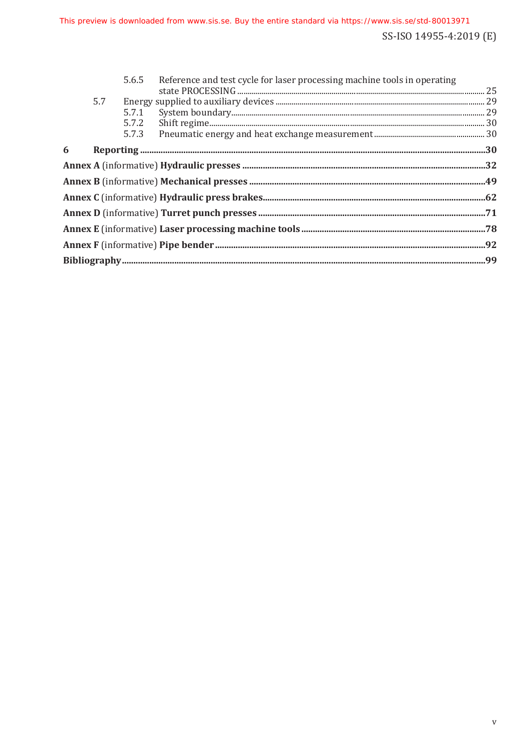5.6.5 Reference and test cycle for laser processing machine tools in operating state PROCESSING ........ 25

5.7 Energy supplied to auxiliary devices ........ 29

5.7.1 System boundary ........ 29

5.7.2 Shift regime ........ 30

5.7.3 Pneumatic energy and heat exchange measurement ........ 30

**6 Reporting** ........ **30**

**Annex A** (informative) **Hydraulic presses** ........ **32**

**Annex B** (informative) **Mechanical presses** ........ **49**

**Annex C** (informative) **Hydraulic press brakes** ........ **62**

**Annex D** (informative) **Turret punch presses** ........ **71**

**Annex E** (informative) **Laser processing machine tools** ........ **78**

**Annex F** (informative) **Pipe bender** ........ **92**

**Bibliography** ........ **99**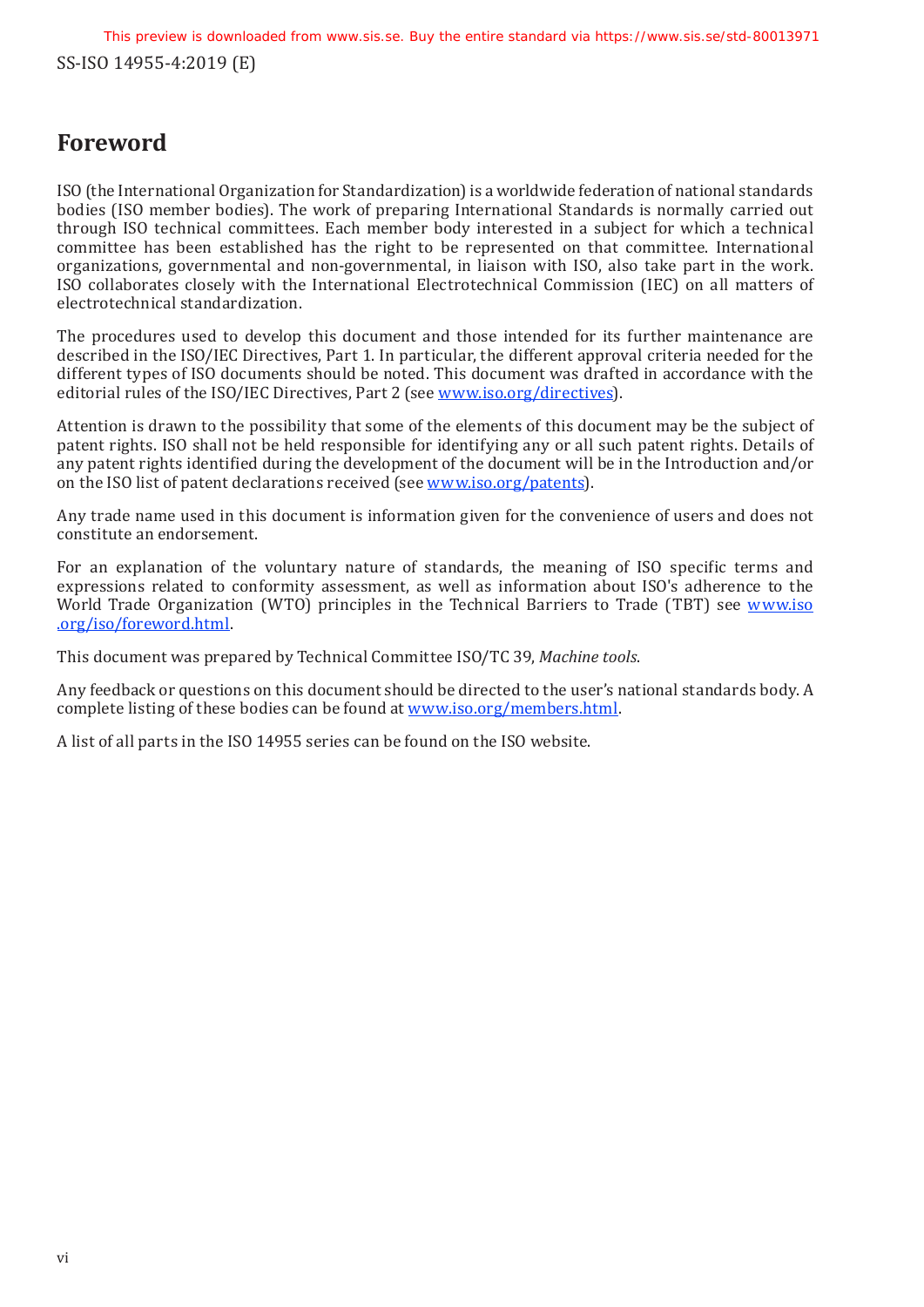# Foreword

ISO (the International Organization for Standardization) is a worldwide federation of national standards bodies (ISO member bodies). The work of preparing International Standards is normally carried out through ISO technical committees. Each member body interested in a subject for which a technical committee has been established has the right to be represented on that committee. International organizations, governmental and non-governmental, in liaison with ISO, also take part in the work. ISO collaborates closely with the International Electrotechnical Commission (IEC) on all matters of electrotechnical standardization.

The procedures used to develop this document and those intended for its further maintenance are described in the ISO/IEC Directives, Part 1. In particular, the different approval criteria needed for the different types of ISO documents should be noted. This document was drafted in accordance with the editorial rules of the ISO/IEC Directives, Part 2 (see www.iso.org/directives).

Attention is drawn to the possibility that some of the elements of this document may be the subject of patent rights. ISO shall not be held responsible for identifying any or all such patent rights. Details of any patent rights identified during the development of the document will be in the Introduction and/or on the ISO list of patent declarations received (see www.iso.org/patents).

Any trade name used in this document is information given for the convenience of users and does not constitute an endorsement.

For an explanation of the voluntary nature of standards, the meaning of ISO specific terms and expressions related to conformity assessment, as well as information about ISO's adherence to the World Trade Organization (WTO) principles in the Technical Barriers to Trade (TBT) see www.iso.org/iso/foreword.html.

This document was prepared by Technical Committee ISO/TC 39, *Machine tools*.

Any feedback or questions on this document should be directed to the user's national standards body. A complete listing of these bodies can be found at www.iso.org/members.html.

A list of all parts in the ISO 14955 series can be found on the ISO website.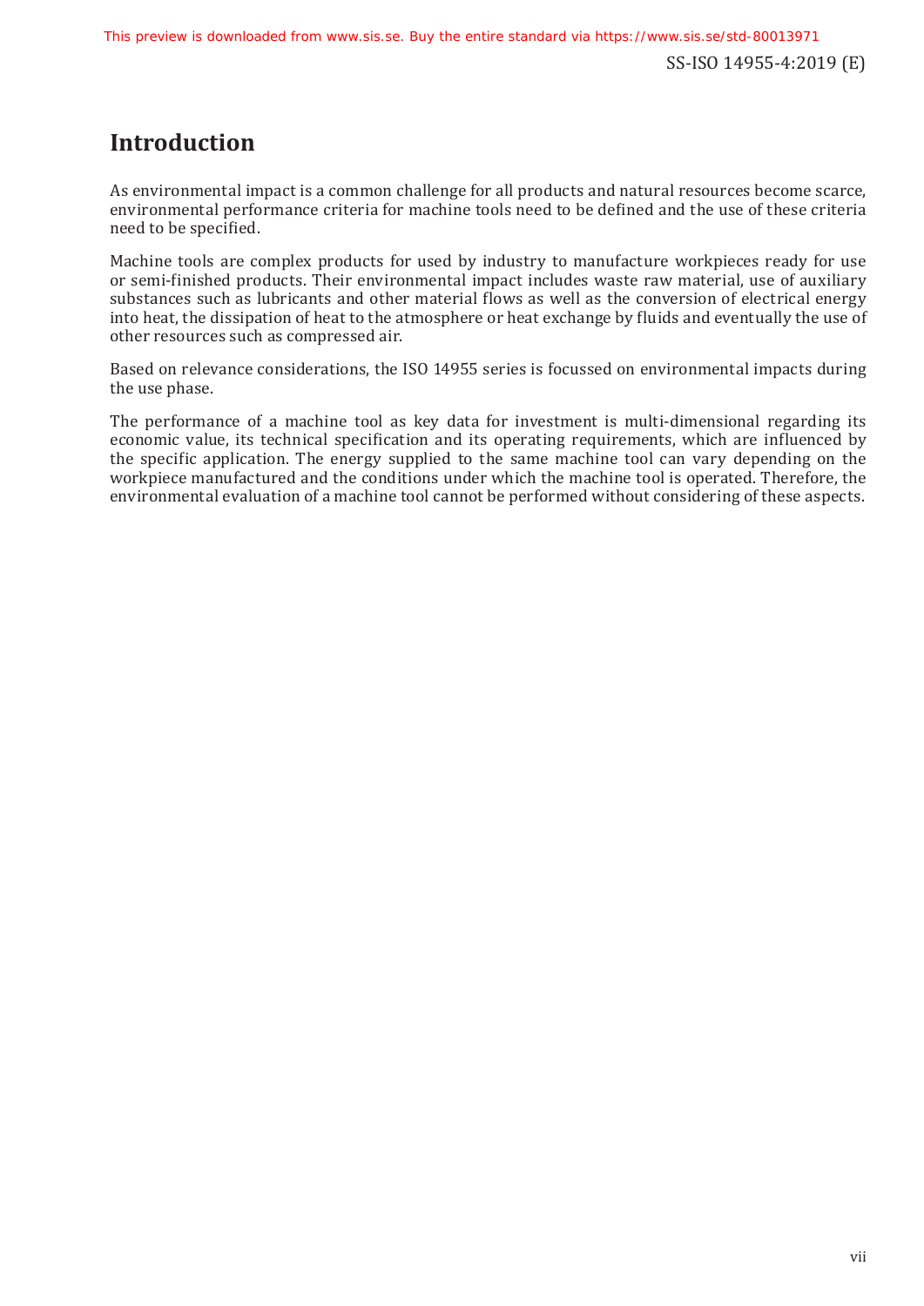# Introduction

As environmental impact is a common challenge for all products and natural resources become scarce, environmental performance criteria for machine tools need to be defined and the use of these criteria need to be specified.

Machine tools are complex products for used by industry to manufacture workpieces ready for use or semi-finished products. Their environmental impact includes waste raw material, use of auxiliary substances such as lubricants and other material flows as well as the conversion of electrical energy into heat, the dissipation of heat to the atmosphere or heat exchange by fluids and eventually the use of other resources such as compressed air.

Based on relevance considerations, the ISO 14955 series is focussed on environmental impacts during the use phase.

The performance of a machine tool as key data for investment is multi-dimensional regarding its economic value, its technical specification and its operating requirements, which are influenced by the specific application. The energy supplied to the same machine tool can vary depending on the workpiece manufactured and the conditions under which the machine tool is operated. Therefore, the environmental evaluation of a machine tool cannot be performed without considering of these aspects.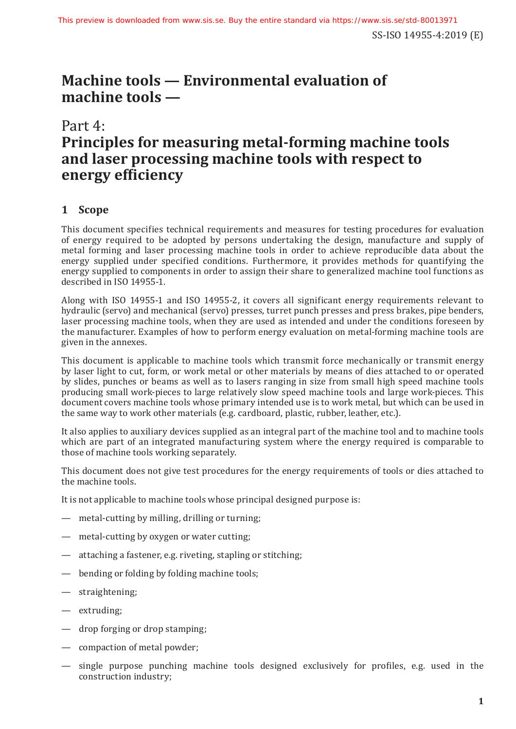# Machine tools — Environmental evaluation of machine tools —

## Part 4: Principles for measuring metal-forming machine tools and laser processing machine tools with respect to energy efficiency

### 1 Scope

This document specifies technical requirements and measures for testing procedures for evaluation of energy required to be adopted by persons undertaking the design, manufacture and supply of metal forming and laser processing machine tools in order to achieve reproducible data about the energy supplied under specified conditions. Furthermore, it provides methods for quantifying the energy supplied to components in order to assign their share to generalized machine tool functions as described in ISO 14955-1.

Along with ISO 14955-1 and ISO 14955-2, it covers all significant energy requirements relevant to hydraulic (servo) and mechanical (servo) presses, turret punch presses and press brakes, pipe benders, laser processing machine tools, when they are used as intended and under the conditions foreseen by the manufacturer. Examples of how to perform energy evaluation on metal-forming machine tools are given in the annexes.

This document is applicable to machine tools which transmit force mechanically or transmit energy by laser light to cut, form, or work metal or other materials by means of dies attached to or operated by slides, punches or beams as well as to lasers ranging in size from small high speed machine tools producing small work-pieces to large relatively slow speed machine tools and large work-pieces. This document covers machine tools whose primary intended use is to work metal, but which can be used in the same way to work other materials (e.g. cardboard, plastic, rubber, leather, etc.).

It also applies to auxiliary devices supplied as an integral part of the machine tool and to machine tools which are part of an integrated manufacturing system where the energy required is comparable to those of machine tools working separately.

This document does not give test procedures for the energy requirements of tools or dies attached to the machine tools.

It is not applicable to machine tools whose principal designed purpose is:

- metal-cutting by milling, drilling or turning;
- metal-cutting by oxygen or water cutting;
- attaching a fastener, e.g. riveting, stapling or stitching;
- bending or folding by folding machine tools;
- straightening;
- extruding;
- drop forging or drop stamping;
- compaction of metal powder;
- single purpose punching machine tools designed exclusively for profiles, e.g. used in the construction industry;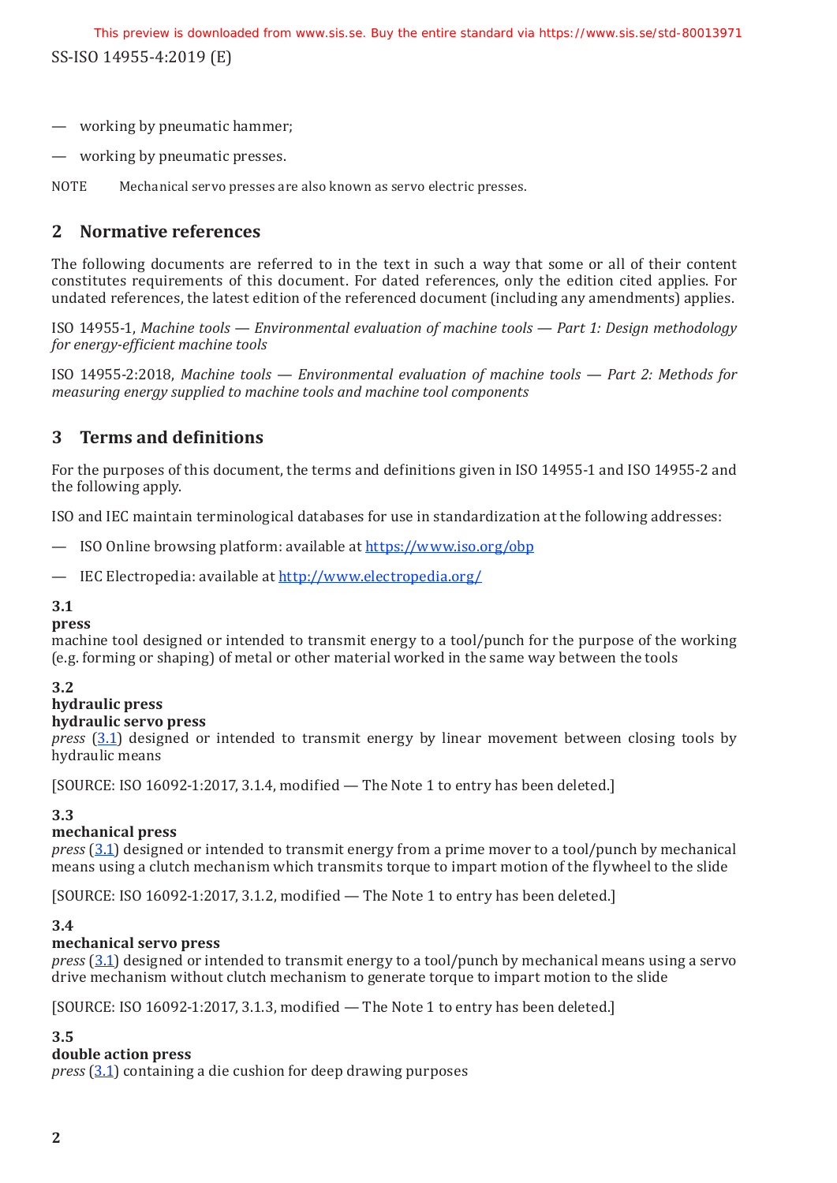— working by pneumatic hammer;

— working by pneumatic presses.

NOTE Mechanical servo presses are also known as servo electric presses.

## 2 Normative references

The following documents are referred to in the text in such a way that some or all of their content constitutes requirements of this document. For dated references, only the edition cited applies. For undated references, the latest edition of the referenced document (including any amendments) applies.

ISO 14955-1, *Machine tools — Environmental evaluation of machine tools — Part 1: Design methodology for energy-efficient machine tools*

ISO 14955-2:2018, *Machine tools — Environmental evaluation of machine tools — Part 2: Methods for measuring energy supplied to machine tools and machine tool components*

## 3 Terms and definitions

For the purposes of this document, the terms and definitions given in ISO 14955-1 and ISO 14955-2 and the following apply.

ISO and IEC maintain terminological databases for use in standardization at the following addresses:

— ISO Online browsing platform: available at https://www.iso.org/obp

— IEC Electropedia: available at http://www.electropedia.org/

**3.1**
**press**
machine tool designed or intended to transmit energy to a tool/punch for the purpose of the working (e.g. forming or shaping) of metal or other material worked in the same way between the tools

**3.2**
**hydraulic press**
**hydraulic servo press**
*press* (3.1) designed or intended to transmit energy by linear movement between closing tools by hydraulic means

[SOURCE: ISO 16092-1:2017, 3.1.4, modified — The Note 1 to entry has been deleted.]

**3.3**
**mechanical press**
*press* (3.1) designed or intended to transmit energy from a prime mover to a tool/punch by mechanical means using a clutch mechanism which transmits torque to impart motion of the flywheel to the slide

[SOURCE: ISO 16092-1:2017, 3.1.2, modified — The Note 1 to entry has been deleted.]

**3.4**
**mechanical servo press**
*press* (3.1) designed or intended to transmit energy to a tool/punch by mechanical means using a servo drive mechanism without clutch mechanism to generate torque to impart motion to the slide

[SOURCE: ISO 16092-1:2017, 3.1.3, modified — The Note 1 to entry has been deleted.]

**3.5**
**double action press**
*press* (3.1) containing a die cushion for deep drawing purposes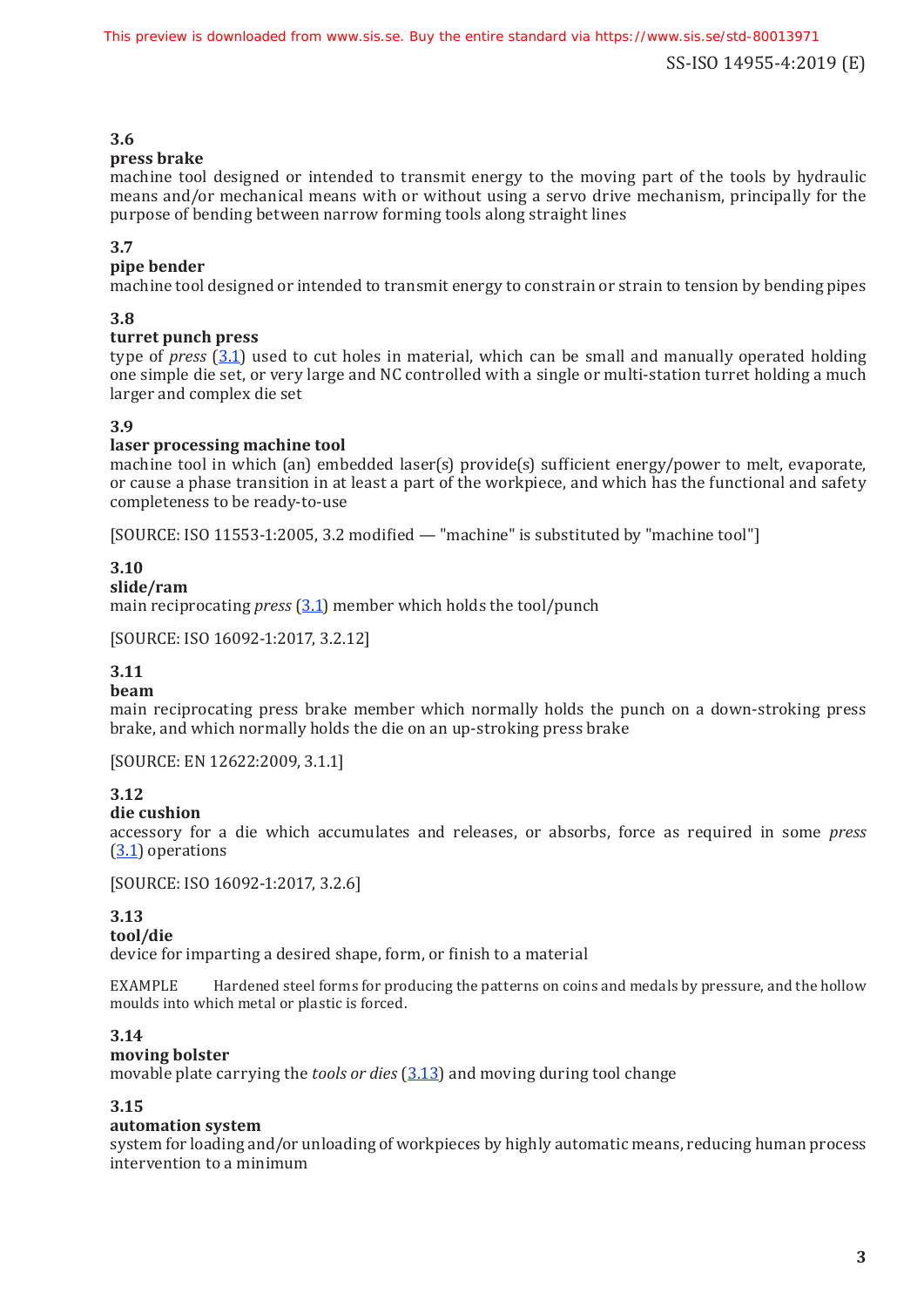**3.6**
**press brake**
machine tool designed or intended to transmit energy to the moving part of the tools by hydraulic means and/or mechanical means with or without using a servo drive mechanism, principally for the purpose of bending between narrow forming tools along straight lines

**3.7**
**pipe bender**
machine tool designed or intended to transmit energy to constrain or strain to tension by bending pipes

**3.8**
**turret punch press**
type of *press* (3.1) used to cut holes in material, which can be small and manually operated holding one simple die set, or very large and NC controlled with a single or multi-station turret holding a much larger and complex die set

**3.9**
**laser processing machine tool**
machine tool in which (an) embedded laser(s) provide(s) sufficient energy/power to melt, evaporate, or cause a phase transition in at least a part of the workpiece, and which has the functional and safety completeness to be ready-to-use

[SOURCE: ISO 11553-1:2005, 3.2 modified — "machine" is substituted by "machine tool"]

**3.10**
**slide/ram**
main reciprocating *press* (3.1) member which holds the tool/punch

[SOURCE: ISO 16092-1:2017, 3.2.12]

**3.11**
**beam**
main reciprocating press brake member which normally holds the punch on a down-stroking press brake, and which normally holds the die on an up-stroking press brake

[SOURCE: EN 12622:2009, 3.1.1]

**3.12**
**die cushion**
accessory for a die which accumulates and releases, or absorbs, force as required in some *press* (3.1) operations

[SOURCE: ISO 16092-1:2017, 3.2.6]

**3.13**
**tool/die**
device for imparting a desired shape, form, or finish to a material

EXAMPLE Hardened steel forms for producing the patterns on coins and medals by pressure, and the hollow moulds into which metal or plastic is forced.

**3.14**
**moving bolster**
movable plate carrying the *tools or dies* (3.13) and moving during tool change

**3.15**
**automation system**
system for loading and/or unloading of workpieces by highly automatic means, reducing human process intervention to a minimum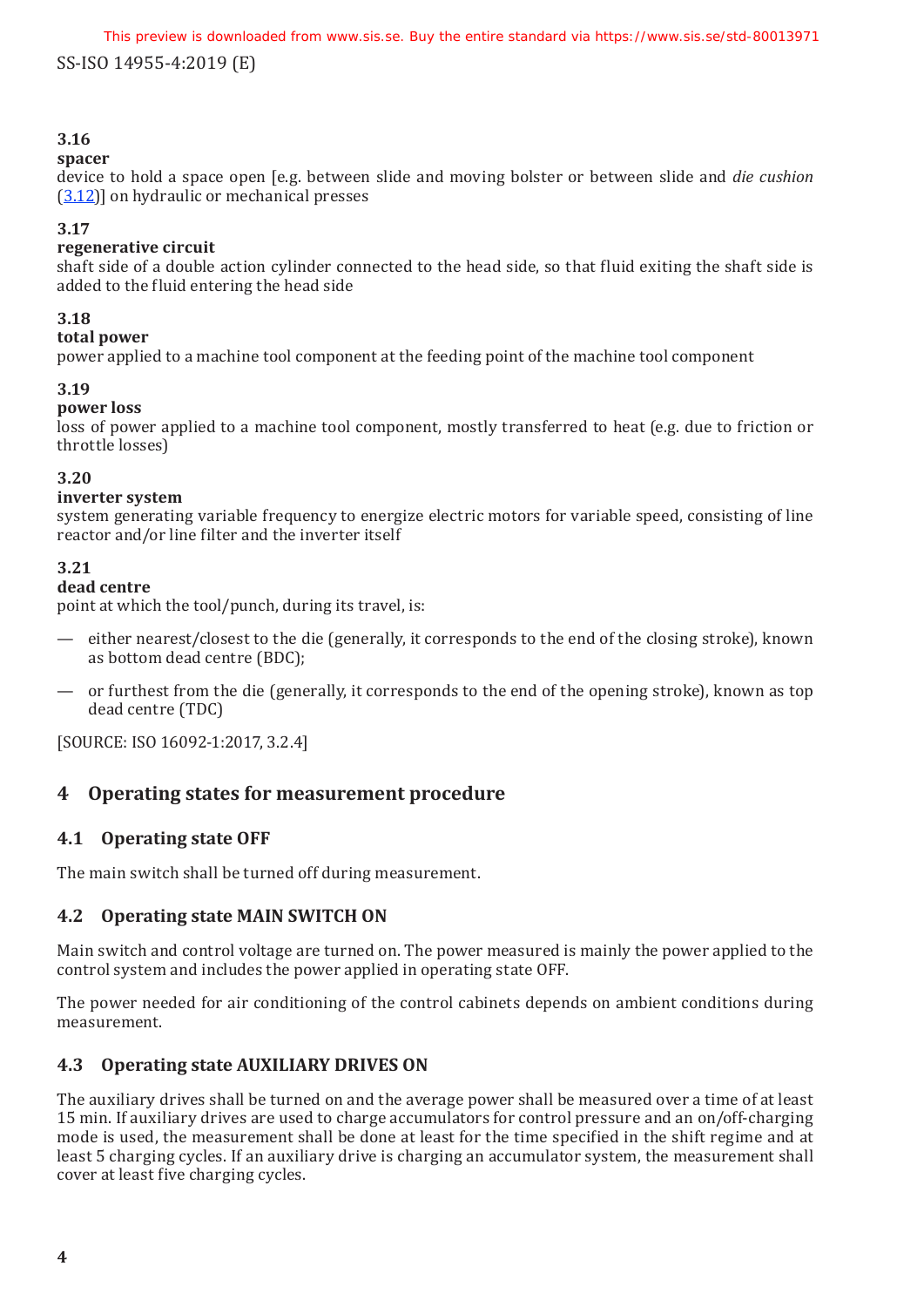**3.16**
**spacer**
device to hold a space open [e.g. between slide and moving bolster or between slide and *die cushion* (3.12)] on hydraulic or mechanical presses

**3.17**
**regenerative circuit**
shaft side of a double action cylinder connected to the head side, so that fluid exiting the shaft side is added to the fluid entering the head side

**3.18**
**total power**
power applied to a machine tool component at the feeding point of the machine tool component

**3.19**
**power loss**
loss of power applied to a machine tool component, mostly transferred to heat (e.g. due to friction or throttle losses)

**3.20**
**inverter system**
system generating variable frequency to energize electric motors for variable speed, consisting of line reactor and/or line filter and the inverter itself

**3.21**
**dead centre**
point at which the tool/punch, during its travel, is:

— either nearest/closest to the die (generally, it corresponds to the end of the closing stroke), known as bottom dead centre (BDC);

— or furthest from the die (generally, it corresponds to the end of the opening stroke), known as top dead centre (TDC)

[SOURCE: ISO 16092-1:2017, 3.2.4]

## 4 Operating states for measurement procedure

### 4.1 Operating state OFF

The main switch shall be turned off during measurement.

### 4.2 Operating state MAIN SWITCH ON

Main switch and control voltage are turned on. The power measured is mainly the power applied to the control system and includes the power applied in operating state OFF.

The power needed for air conditioning of the control cabinets depends on ambient conditions during measurement.

### 4.3 Operating state AUXILIARY DRIVES ON

The auxiliary drives shall be turned on and the average power shall be measured over a time of at least 15 min. If auxiliary drives are used to charge accumulators for control pressure and an on/off-charging mode is used, the measurement shall be done at least for the time specified in the shift regime and at least 5 charging cycles. If an auxiliary drive is charging an accumulator system, the measurement shall cover at least five charging cycles.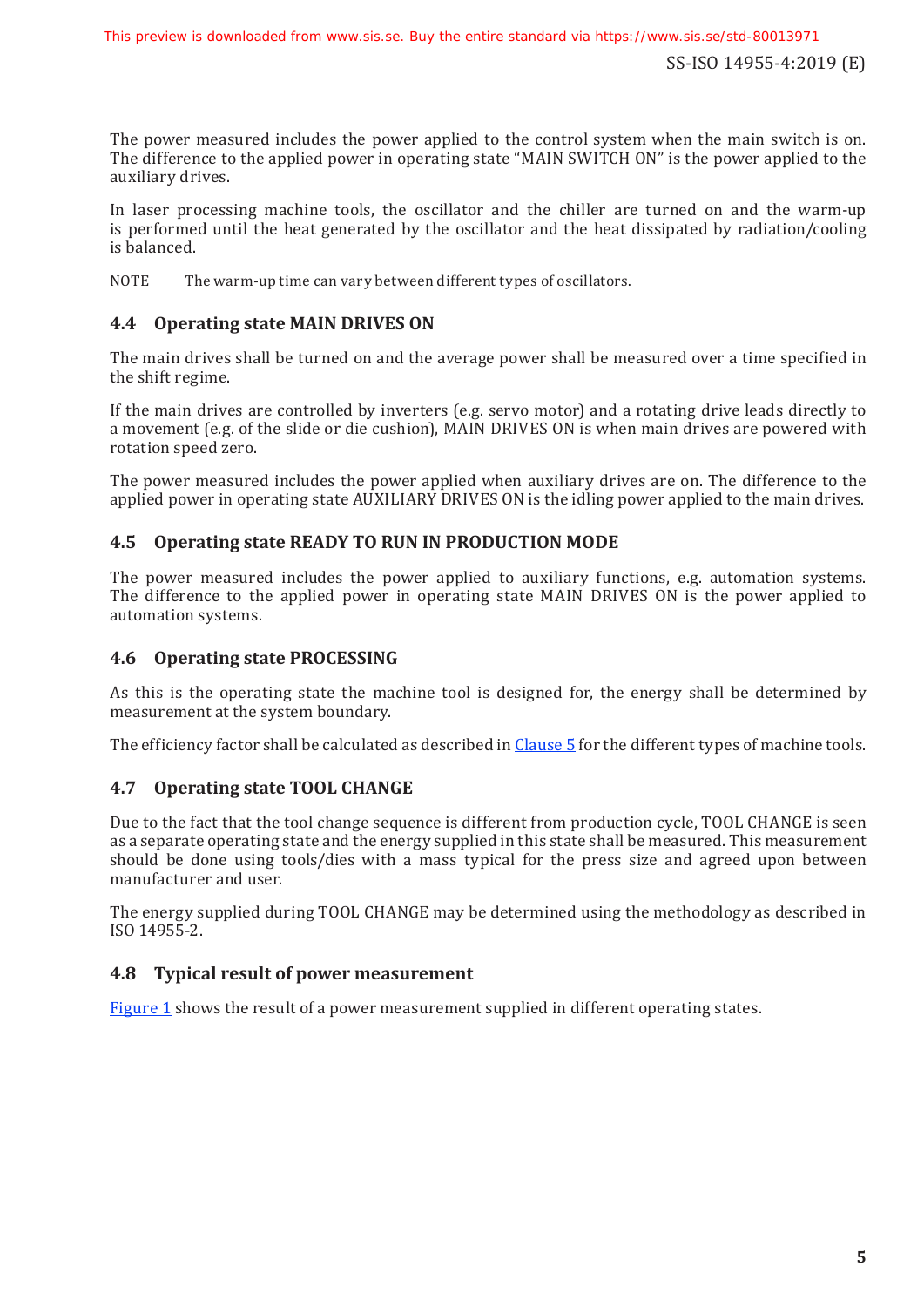The power measured includes the power applied to the control system when the main switch is on. The difference to the applied power in operating state "MAIN SWITCH ON" is the power applied to the auxiliary drives.

In laser processing machine tools, the oscillator and the chiller are turned on and the warm-up is performed until the heat generated by the oscillator and the heat dissipated by radiation/cooling is balanced.

NOTE The warm-up time can vary between different types of oscillators.

### 4.4 Operating state MAIN DRIVES ON

The main drives shall be turned on and the average power shall be measured over a time specified in the shift regime.

If the main drives are controlled by inverters (e.g. servo motor) and a rotating drive leads directly to a movement (e.g. of the slide or die cushion), MAIN DRIVES ON is when main drives are powered with rotation speed zero.

The power measured includes the power applied when auxiliary drives are on. The difference to the applied power in operating state AUXILIARY DRIVES ON is the idling power applied to the main drives.

### 4.5 Operating state READY TO RUN IN PRODUCTION MODE

The power measured includes the power applied to auxiliary functions, e.g. automation systems. The difference to the applied power in operating state MAIN DRIVES ON is the power applied to automation systems.

### 4.6 Operating state PROCESSING

As this is the operating state the machine tool is designed for, the energy shall be determined by measurement at the system boundary.

The efficiency factor shall be calculated as described in Clause 5 for the different types of machine tools.

### 4.7 Operating state TOOL CHANGE

Due to the fact that the tool change sequence is different from production cycle, TOOL CHANGE is seen as a separate operating state and the energy supplied in this state shall be measured. This measurement should be done using tools/dies with a mass typical for the press size and agreed upon between manufacturer and user.

The energy supplied during TOOL CHANGE may be determined using the methodology as described in ISO 14955-2.

### 4.8 Typical result of power measurement

Figure 1 shows the result of a power measurement supplied in different operating states.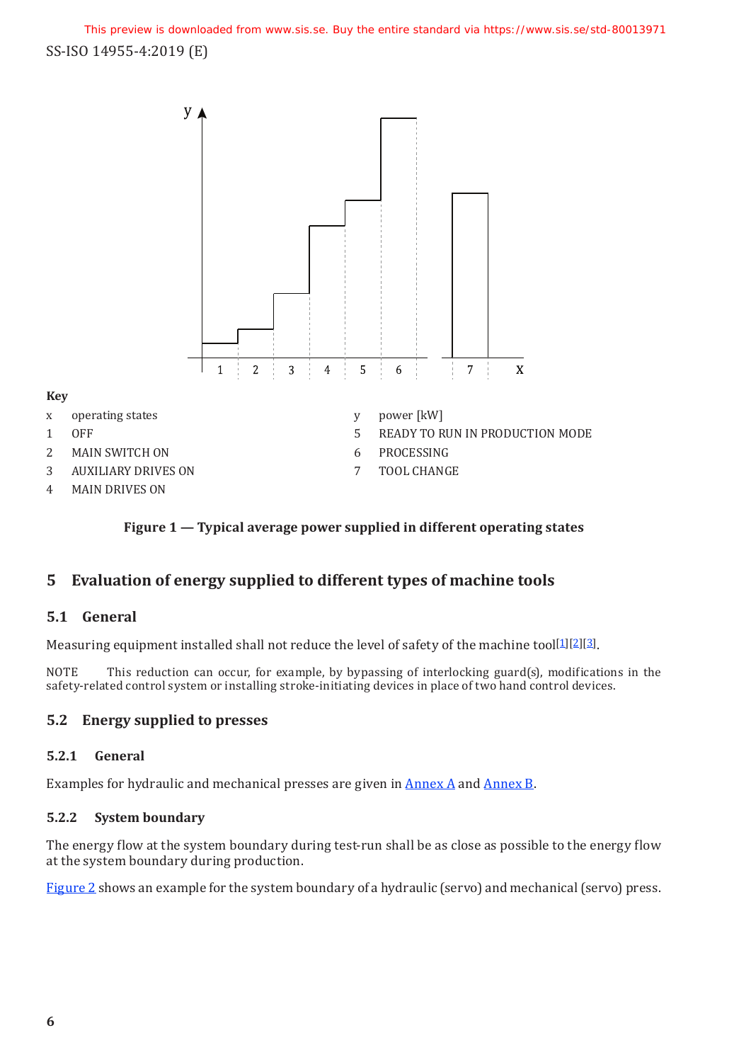**Key**

x operating states

1 OFF

2 MAIN SWITCH ON

3 AUXILIARY DRIVES ON

4 MAIN DRIVES ON

y power [kW]

5 READY TO RUN IN PRODUCTION MODE

6 PROCESSING

7 TOOL CHANGE

**Figure 1 — Typical average power supplied in different operating states**

# 5 Evaluation of energy supplied to different types of machine tools

## 5.1 General

Measuring equipment installed shall not reduce the level of safety of the machine tool[1][2][3].

NOTE This reduction can occur, for example, by bypassing of interlocking guard(s), modifications in the safety-related control system or installing stroke-initiating devices in place of two hand control devices.

## 5.2 Energy supplied to presses

### 5.2.1 General

Examples for hydraulic and mechanical presses are given in Annex A and Annex B.

### 5.2.2 System boundary

The energy flow at the system boundary during test-run shall be as close as possible to the energy flow at the system boundary during production.

Figure 2 shows an example for the system boundary of a hydraulic (servo) and mechanical (servo) press.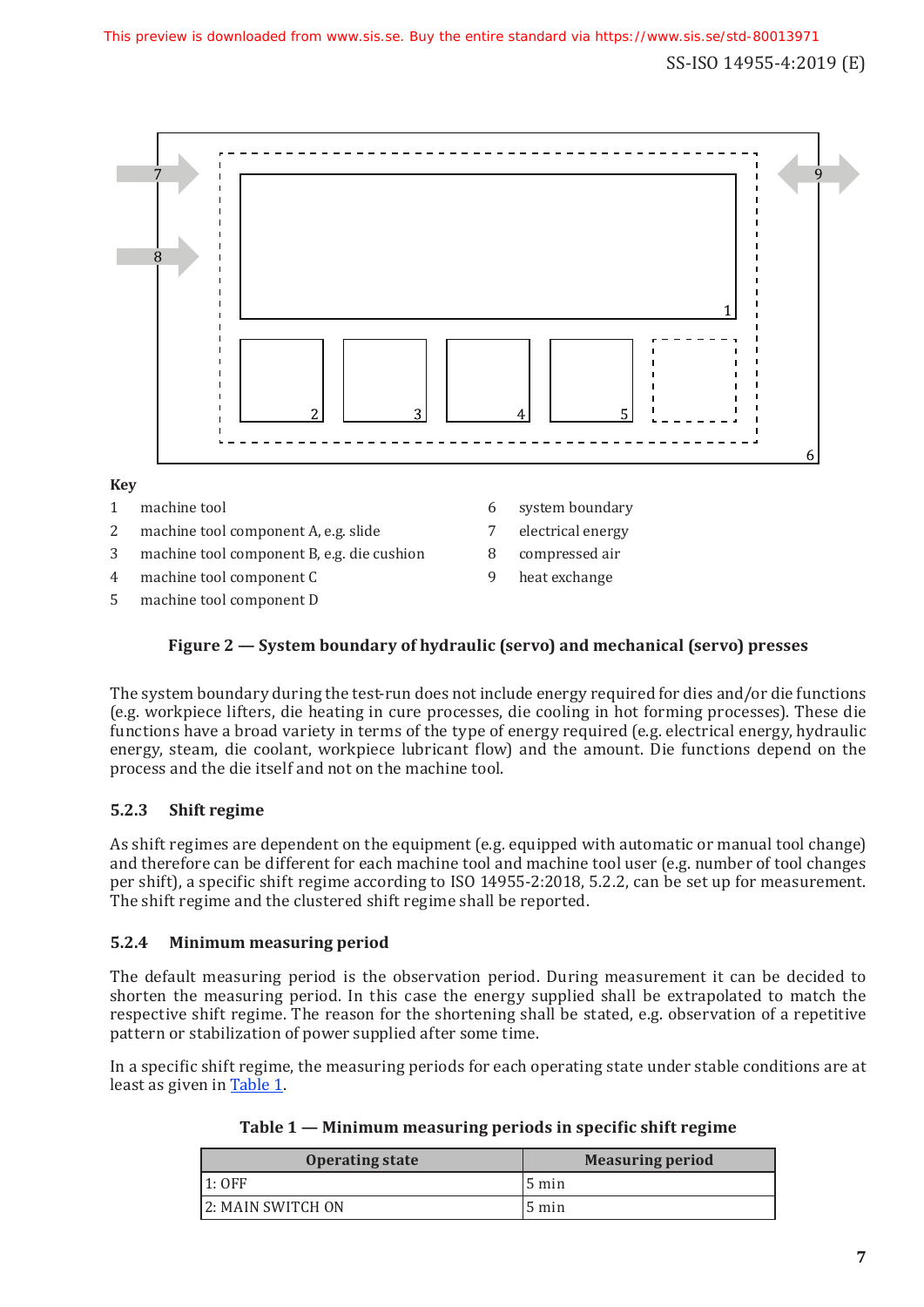**Key**

1 machine tool
2 machine tool component A, e.g. slide
3 machine tool component B, e.g. die cushion
4 machine tool component C
5 machine tool component D
6 system boundary
7 electrical energy
8 compressed air
9 heat exchange

**Figure 2 — System boundary of hydraulic (servo) and mechanical (servo) presses**

The system boundary during the test-run does not include energy required for dies and/or die functions (e.g. workpiece lifters, die heating in cure processes, die cooling in hot forming processes). These die functions have a broad variety in terms of the type of energy required (e.g. electrical energy, hydraulic energy, steam, die coolant, workpiece lubricant flow) and the amount. Die functions depend on the process and the die itself and not on the machine tool.

### 5.2.3 Shift regime

As shift regimes are dependent on the equipment (e.g. equipped with automatic or manual tool change) and therefore can be different for each machine tool and machine tool user (e.g. number of tool changes per shift), a specific shift regime according to ISO 14955-2:2018, 5.2.2, can be set up for measurement. The shift regime and the clustered shift regime shall be reported.

### 5.2.4 Minimum measuring period

The default measuring period is the observation period. During measurement it can be decided to shorten the measuring period. In this case the energy supplied shall be extrapolated to match the respective shift regime. The reason for the shortening shall be stated, e.g. observation of a repetitive pattern or stabilization of power supplied after some time.

In a specific shift regime, the measuring periods for each operating state under stable conditions are at least as given in Table 1.

**Table 1 — Minimum measuring periods in specific shift regime**

| Operating state | Measuring period |
|---|---|
| 1: OFF | 5 min |
| 2: MAIN SWITCH ON | 5 min |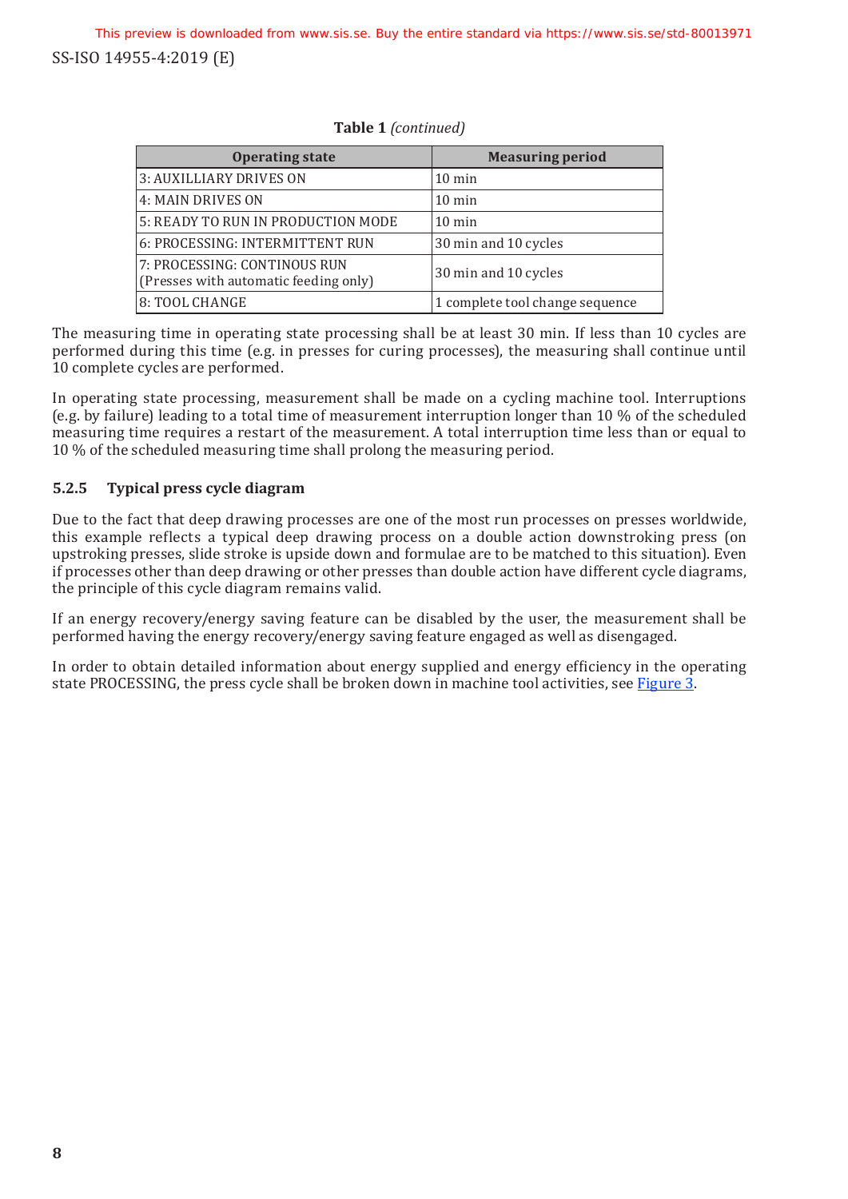**Table 1** *(continued)*

| Operating state | Measuring period |
|---|---|
| 3: AUXILLIARY DRIVES ON | 10 min |
| 4: MAIN DRIVES ON | 10 min |
| 5: READY TO RUN IN PRODUCTION MODE | 10 min |
| 6: PROCESSING: INTERMITTENT RUN | 30 min and 10 cycles |
| 7: PROCESSING: CONTINOUS RUN (Presses with automatic feeding only) | 30 min and 10 cycles |
| 8: TOOL CHANGE | 1 complete tool change sequence |

The measuring time in operating state processing shall be at least 30 min. If less than 10 cycles are performed during this time (e.g. in presses for curing processes), the measuring shall continue until 10 complete cycles are performed.

In operating state processing, measurement shall be made on a cycling machine tool. Interruptions (e.g. by failure) leading to a total time of measurement interruption longer than 10 % of the scheduled measuring time requires a restart of the measurement. A total interruption time less than or equal to 10 % of the scheduled measuring time shall prolong the measuring period.

### 5.2.5 Typical press cycle diagram

Due to the fact that deep drawing processes are one of the most run processes on presses worldwide, this example reflects a typical deep drawing process on a double action downstroking press (on upstroking presses, slide stroke is upside down and formulae are to be matched to this situation). Even if processes other than deep drawing or other presses than double action have different cycle diagrams, the principle of this cycle diagram remains valid.

If an energy recovery/energy saving feature can be disabled by the user, the measurement shall be performed having the energy recovery/energy saving feature engaged as well as disengaged.

In order to obtain detailed information about energy supplied and energy efficiency in the operating state PROCESSING, the press cycle shall be broken down in machine tool activities, see Figure 3.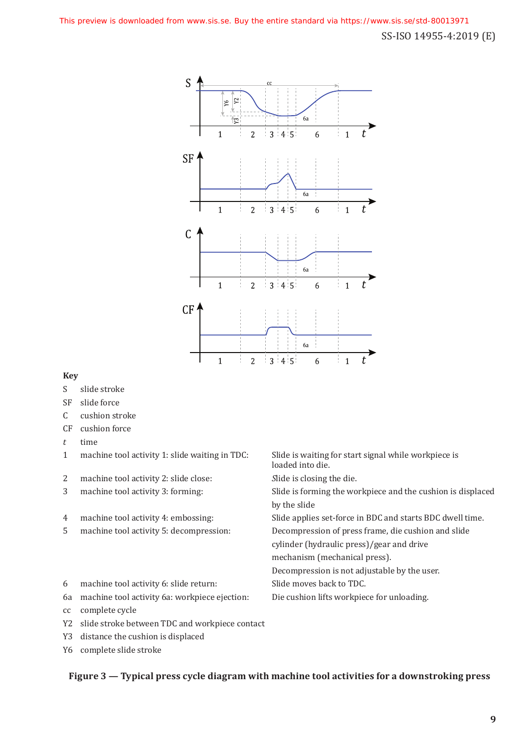**Key**

| | | |
|---|---|---|
| S | slide stroke | |
| SF | slide force | |
| C | cushion stroke | |
| CF | cushion force | |
| *t* | time | |
| 1 | machine tool activity 1: slide waiting in TDC: | Slide is waiting for start signal while workpiece is loaded into die. |
| 2 | machine tool activity 2: slide close: | Slide is closing the die. |
| 3 | machine tool activity 3: forming: | Slide is forming the workpiece and the cushion is displaced by the slide |
| 4 | machine tool activity 4: embossing: | Slide applies set-force in BDC and starts BDC dwell time. |
| 5 | machine tool activity 5: decompression: | Decompression of press frame, die cushion and slide cylinder (hydraulic press)/gear and drive mechanism (mechanical press). Decompression is not adjustable by the user. |
| 6 | machine tool activity 6: slide return: | Slide moves back to TDC. |
| 6a | machine tool activity 6a: workpiece ejection: | Die cushion lifts workpiece for unloading. |
| cc | complete cycle | |
| Y2 | slide stroke between TDC and workpiece contact | |
| Y3 | distance the cushion is displaced | |
| Y6 | complete slide stroke | |

**Figure 3 — Typical press cycle diagram with machine tool activities for a downstroking press**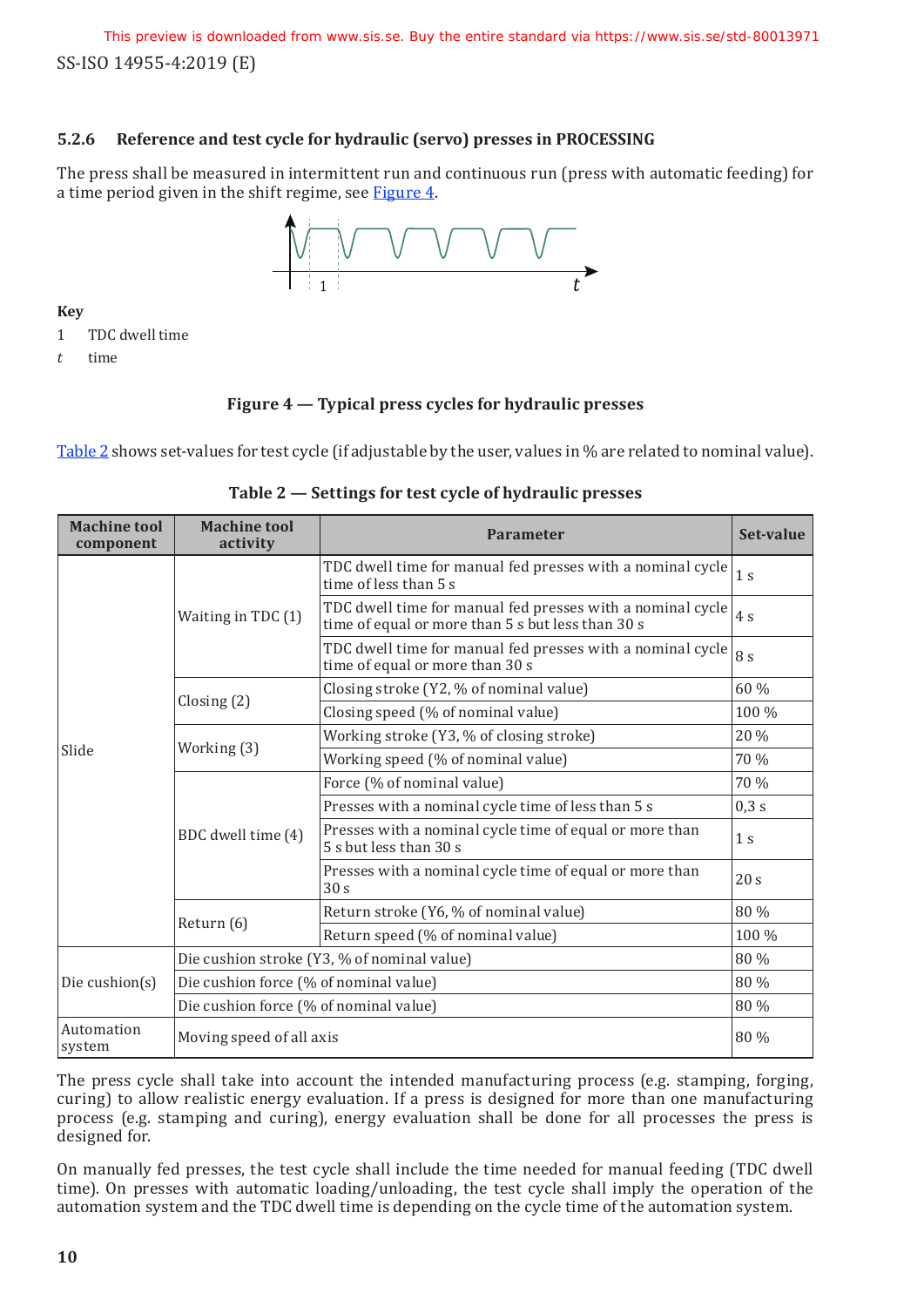### 5.2.6 Reference and test cycle for hydraulic (servo) presses in PROCESSING

The press shall be measured in intermittent run and continuous run (press with automatic feeding) for a time period given in the shift regime, see Figure 4.

**Key**

1 TDC dwell time

*t* time

**Figure 4 — Typical press cycles for hydraulic presses**

Table 2 shows set-values for test cycle (if adjustable by the user, values in % are related to nominal value).

**Table 2 — Settings for test cycle of hydraulic presses**

| Machine tool component | Machine tool activity | Parameter | Set-value |
|---|---|---|---|
| Slide | Waiting in TDC (1) | TDC dwell time for manual fed presses with a nominal cycle time of less than 5 s | 1 s |
| | | TDC dwell time for manual fed presses with a nominal cycle time of equal or more than 5 s but less than 30 s | 4 s |
| | | TDC dwell time for manual fed presses with a nominal cycle time of equal or more than 30 s | 8 s |
| | Closing (2) | Closing stroke (Y2, % of nominal value) | 60 % |
| | | Closing speed (% of nominal value) | 100 % |
| | Working (3) | Working stroke (Y3, % of closing stroke) | 20 % |
| | | Working speed (% of nominal value) | 70 % |
| | BDC dwell time (4) | Force (% of nominal value) | 70 % |
| | | Presses with a nominal cycle time of less than 5 s | 0,3 s |
| | | Presses with a nominal cycle time of equal or more than 5 s but less than 30 s | 1 s |
| | | Presses with a nominal cycle time of equal or more than 30 s | 20 s |
| | Return (6) | Return stroke (Y6, % of nominal value) | 80 % |
| | | Return speed (% of nominal value) | 100 % |
| Die cushion(s) | Die cushion stroke (Y3, % of nominal value) | | 80 % |
| | Die cushion force (% of nominal value) | | 80 % |
| | Die cushion force (% of nominal value) | | 80 % |
| Automation system | Moving speed of all axis | | 80 % |

The press cycle shall take into account the intended manufacturing process (e.g. stamping, forging, curing) to allow realistic energy evaluation. If a press is designed for more than one manufacturing process (e.g. stamping and curing), energy evaluation shall be done for all processes the press is designed for.

On manually fed presses, the test cycle shall include the time needed for manual feeding (TDC dwell time). On presses with automatic loading/unloading, the test cycle shall imply the operation of the automation system and the TDC dwell time is depending on the cycle time of the automation system.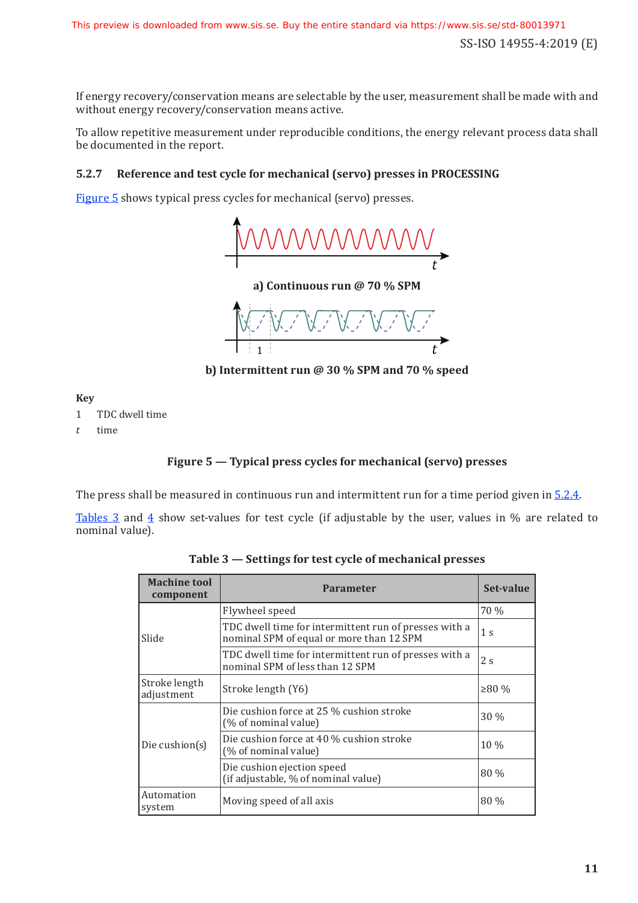If energy recovery/conservation means are selectable by the user, measurement shall be made with and without energy recovery/conservation means active.

To allow repetitive measurement under reproducible conditions, the energy relevant process data shall be documented in the report.

### 5.2.7 Reference and test cycle for mechanical (servo) presses in PROCESSING

Figure 5 shows typical press cycles for mechanical (servo) presses.

*t*

**a) Continuous run @ 70 % SPM**

1

*t*

**b) Intermittent run @ 30 % SPM and 70 % speed**

**Key**

1 TDC dwell time

*t* time

**Figure 5 — Typical press cycles for mechanical (servo) presses**

The press shall be measured in continuous run and intermittent run for a time period given in 5.2.4.

Tables 3 and 4 show set-values for test cycle (if adjustable by the user, values in % are related to nominal value).

**Table 3 — Settings for test cycle of mechanical presses**

| Machine tool component | Parameter | Set-value |
|---|---|---|
| Slide | Flywheel speed | 70 % |
| | TDC dwell time for intermittent run of presses with a nominal SPM of equal or more than 12 SPM | 1 s |
| | TDC dwell time for intermittent run of presses with a nominal SPM of less than 12 SPM | 2 s |
| Stroke length adjustment | Stroke length (Y6) | ≥80 % |
| Die cushion(s) | Die cushion force at 25 % cushion stroke (% of nominal value) | 30 % |
| | Die cushion force at 40 % cushion stroke (% of nominal value) | 10 % |
| | Die cushion ejection speed (if adjustable, % of nominal value) | 80 % |
| Automation system | Moving speed of all axis | 80 % |